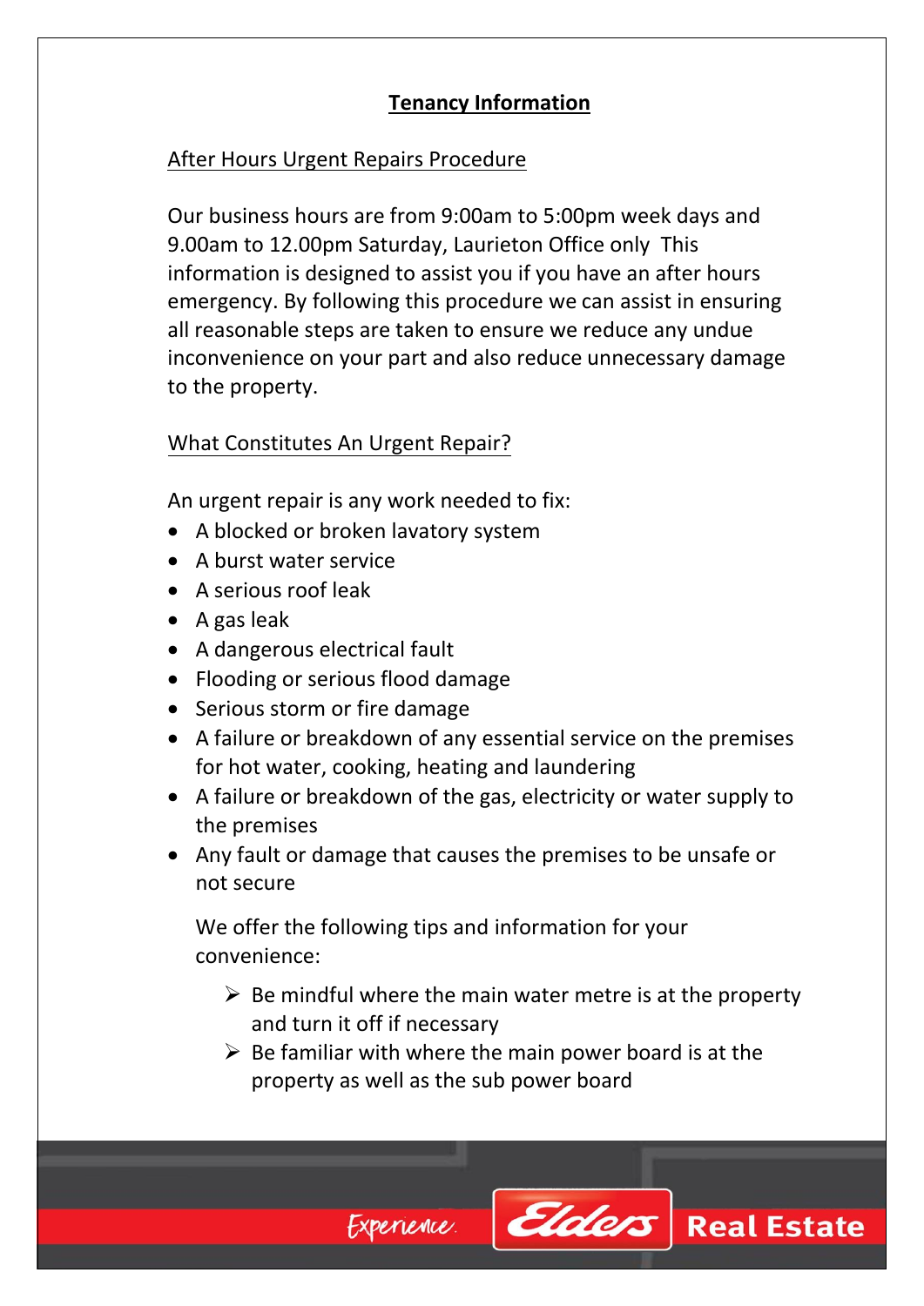# Tenancy Information

## After Hours Urgent Repairs Procedure

Our business hours are from 9:00am to 5:00pm week days and 9.00am to 12.00pm Saturday, Laurieton Office only This information is designed to assist you if you have an after hours emergency. By following this procedure we can assist in ensuring all reasonable steps are taken to ensure we reduce any undue inconvenience on your part and also reduce unnecessary damage to the property.

## What Constitutes An Urgent Repair?

An urgent repair is any work needed to fix:

- A blocked or broken lavatory system
- A burst water service
- A serious roof leak
- A gas leak
- A dangerous electrical fault
- Flooding or serious flood damage
- Serious storm or fire damage
- A failure or breakdown of any essential service on the premises for hot water, cooking, heating and laundering
- A failure or breakdown of the gas, electricity or water supply to the premises
- Any fault or damage that causes the premises to be unsafe or not secure

We offer the following tips and information for your convenience:

- Be mindful where the main water metre is at the property and turn it off if necessary
- Be familiar with where the main power board is at the property as well as the sub power board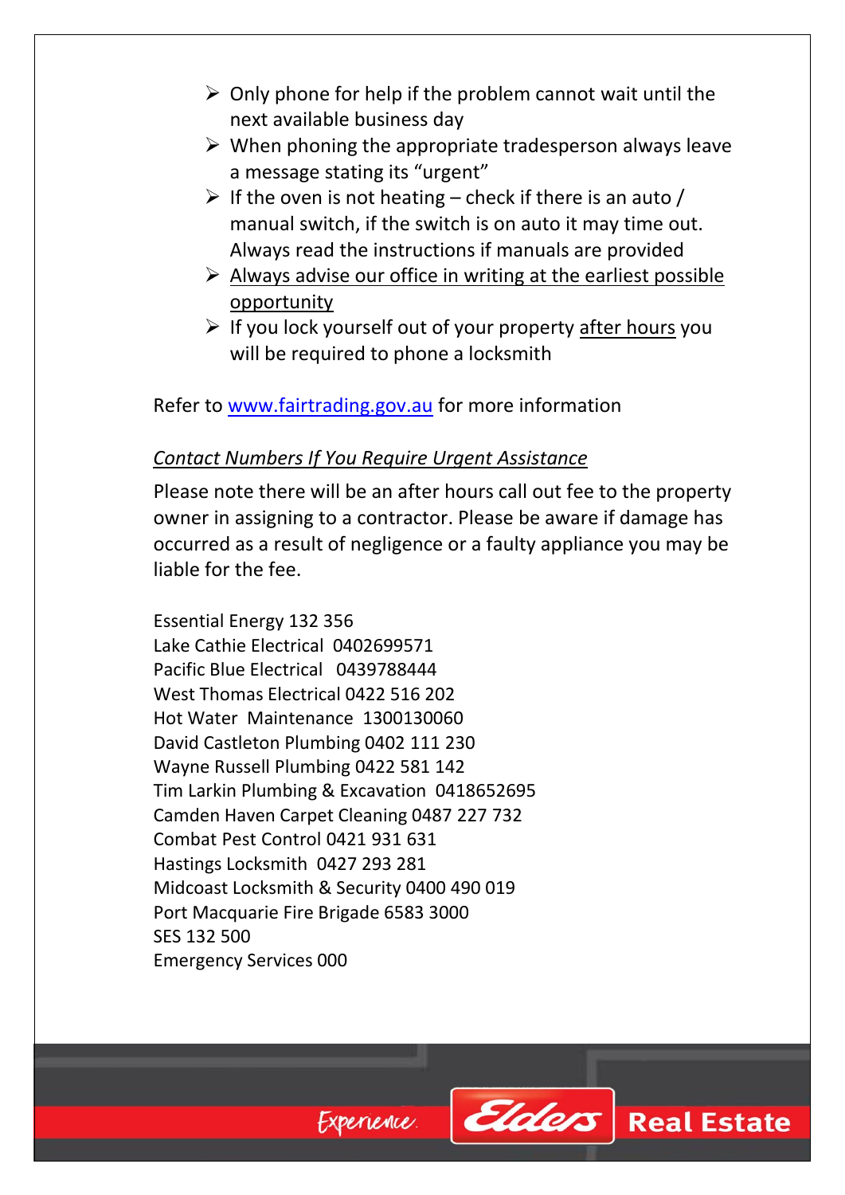- Only phone for help if the problem cannot wait until the next available business day
- When phoning the appropriate tradesperson always leave a message stating its "urgent"
- If the oven is not heating – check if there is an auto / manual switch, if the switch is on auto it may time out. Always read the instructions if manuals are provided
- <u>Always advise our office in writing at the earliest possible opportunity</u>
- If you lock yourself out of your property <u>after hours</u> you will be required to phone a locksmith

Refer to [www.fairtrading.gov.au](http://www.fairtrading.gov.au) for more information

*<u>Contact Numbers If You Require Urgent Assistance</u>*

Please note there will be an after hours call out fee to the property owner in assigning to a contractor. Please be aware if damage has occurred as a result of negligence or a faulty appliance you may be liable for the fee.

Essential Energy 132 356
Lake Cathie Electrical 0402699571
Pacific Blue Electrical 0439788444
West Thomas Electrical 0422 516 202
Hot Water Maintenance 1300130060
David Castleton Plumbing 0402 111 230
Wayne Russell Plumbing 0422 581 142
Tim Larkin Plumbing & Excavation 0418652695
Camden Haven Carpet Cleaning 0487 227 732
Combat Pest Control 0421 931 631
Hastings Locksmith 0427 293 281
Midcoast Locksmith & Security 0400 490 019
Port Macquarie Fire Brigade 6583 3000
SES 132 500
Emergency Services 000

Experience. Elders Real Estate